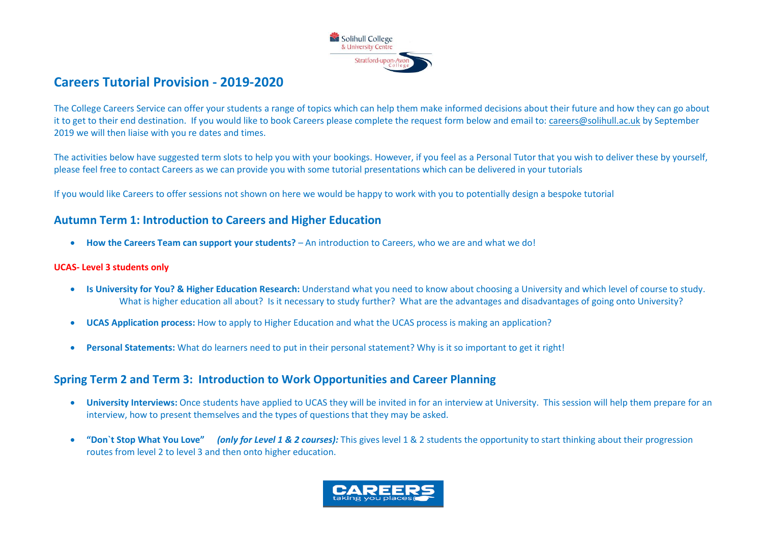# Careers Tutorial Provision - 2019-2020

The College Careers Service can offer your students a range of topics which can help them make informed decisions about their future and how they can go about it to get to their end destination. If you would like to book Careers please complete the request form below and email to: careers@solihull.ac.uk by September 2019 we will then liaise with you re dates and times.

The activities below have suggested term slots to help you with your bookings. However, if you feel as a Personal Tutor that you wish to deliver these by yourself, please feel free to contact Careers as we can provide you with some tutorial presentations which can be delivered in your tutorials

If you would like Careers to offer sessions not shown on here we would be happy to work with you to potentially design a bespoke tutorial

## Autumn Term 1: Introduction to Careers and Higher Education

- **How the Careers Team can support your students?** – An introduction to Careers, who we are and what we do!

**UCAS- Level 3 students only**

- **Is University for You? & Higher Education Research:** Understand what you need to know about choosing a University and which level of course to study. What is higher education all about? Is it necessary to study further? What are the advantages and disadvantages of going onto University?
- **UCAS Application process:** How to apply to Higher Education and what the UCAS process is making an application?
- **Personal Statements:** What do learners need to put in their personal statement? Why is it so important to get it right!

## Spring Term 2 and Term 3: Introduction to Work Opportunities and Career Planning

- **University Interviews:** Once students have applied to UCAS they will be invited in for an interview at University. This session will help them prepare for an interview, how to present themselves and the types of questions that they may be asked.
- **"Don`t Stop What You Love"** ***(only for Level 1 & 2 courses):*** This gives level 1 & 2 students the opportunity to start thinking about their progression routes from level 2 to level 3 and then onto higher education.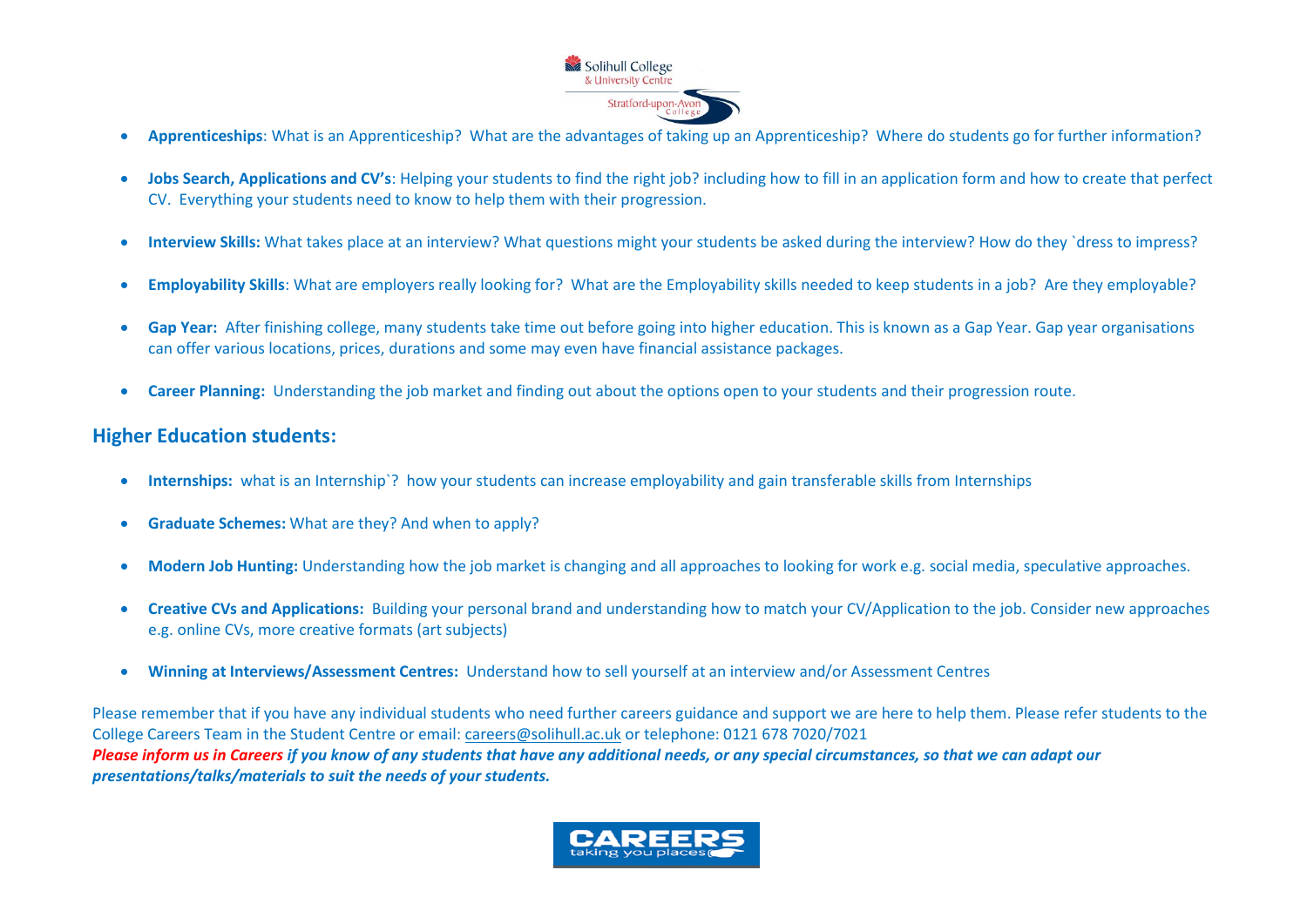- **Apprenticeships**: What is an Apprenticeship? What are the advantages of taking up an Apprenticeship? Where do students go for further information?

- **Jobs Search, Applications and CV's**: Helping your students to find the right job? including how to fill in an application form and how to create that perfect CV. Everything your students need to know to help them with their progression.

- **Interview Skills:** What takes place at an interview? What questions might your students be asked during the interview? How do they `dress to impress?

- **Employability Skills**: What are employers really looking for? What are the Employability skills needed to keep students in a job? Are they employable?

- **Gap Year:** After finishing college, many students take time out before going into higher education. This is known as a Gap Year. Gap year organisations can offer various locations, prices, durations and some may even have financial assistance packages.

- **Career Planning:** Understanding the job market and finding out about the options open to your students and their progression route.

## Higher Education students:

- **Internships:** what is an Internship`? how your students can increase employability and gain transferable skills from Internships

- **Graduate Schemes:** What are they? And when to apply?

- **Modern Job Hunting:** Understanding how the job market is changing and all approaches to looking for work e.g. social media, speculative approaches.

- **Creative CVs and Applications:** Building your personal brand and understanding how to match your CV/Application to the job. Consider new approaches e.g. online CVs, more creative formats (art subjects)

- **Winning at Interviews/Assessment Centres:** Understand how to sell yourself at an interview and/or Assessment Centres

Please remember that if you have any individual students who need further careers guidance and support we are here to help them. Please refer students to the College Careers Team in the Student Centre or email: careers@solihull.ac.uk or telephone: 0121 678 7020/7021

***Please inform us in Careers if you know of any students that have any additional needs, or any special circumstances, so that we can adapt our presentations/talks/materials to suit the needs of your students.***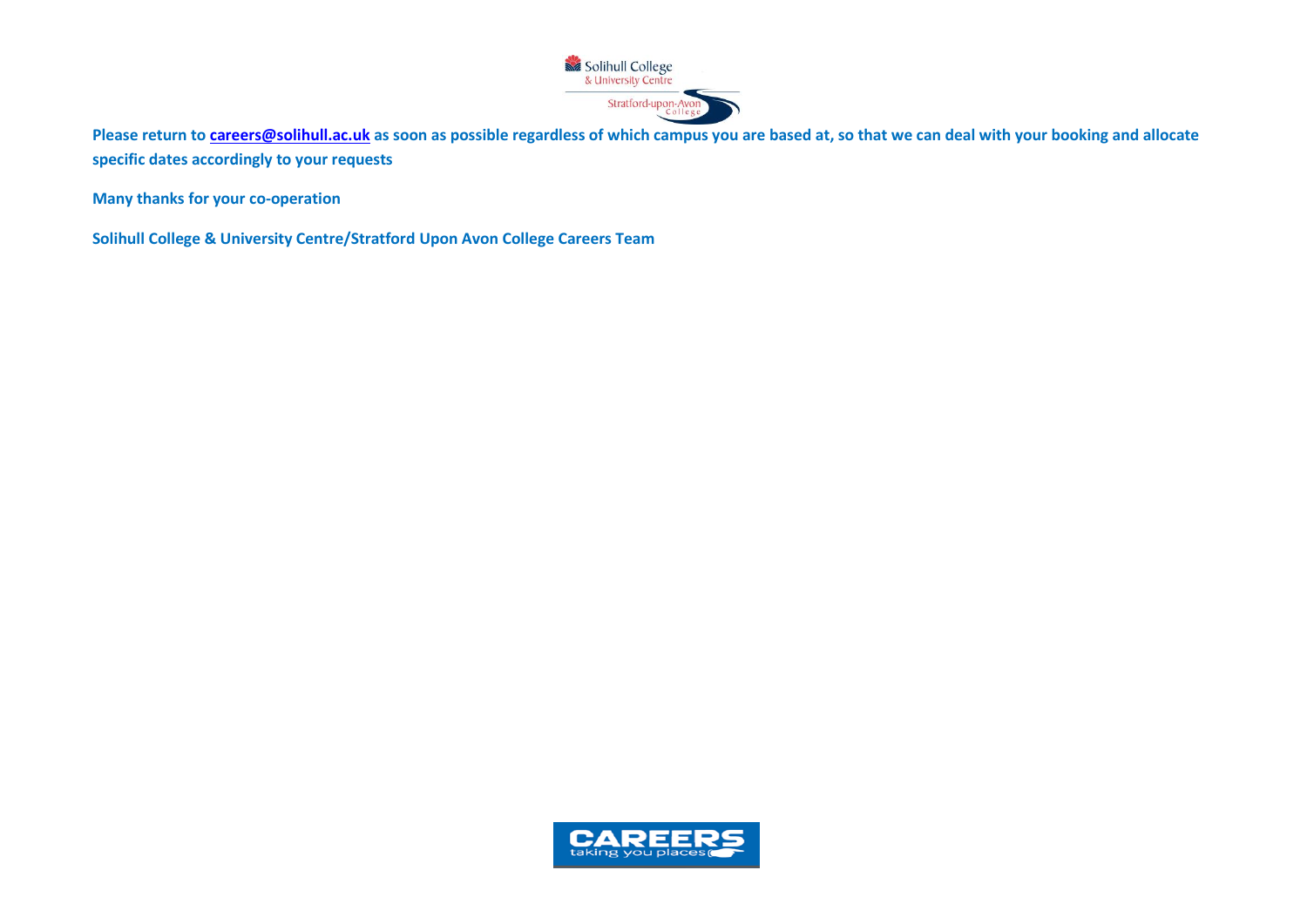**Please return to [careers@solihull.ac.uk](mailto:careers@solihull.ac.uk) as soon as possible regardless of which campus you are based at, so that we can deal with your booking and allocate specific dates accordingly to your requests**

**Many thanks for your co-operation**

**Solihull College & University Centre/Stratford Upon Avon College Careers Team**